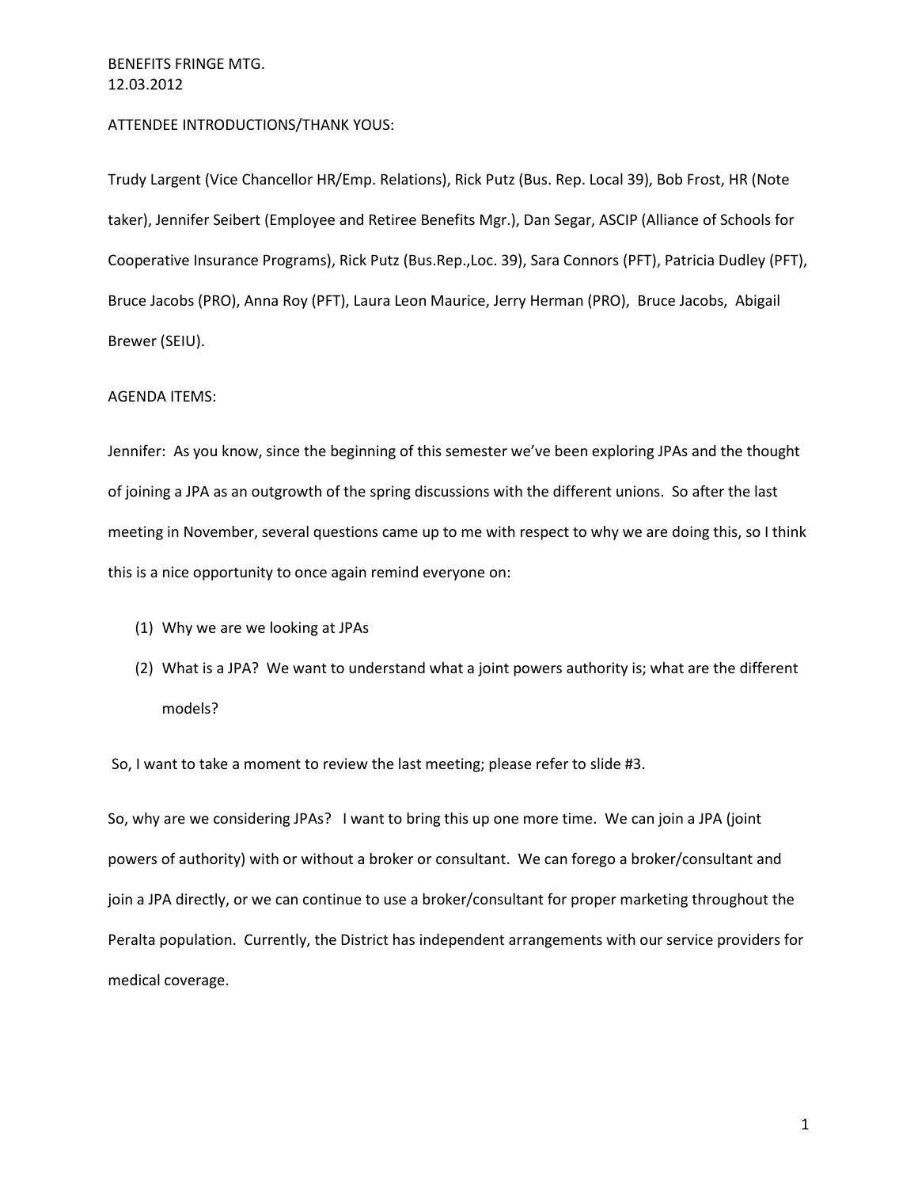BENEFITS FRINGE MTG.
12.03.2012

ATTENDEE INTRODUCTIONS/THANK YOUS:

Trudy Largent (Vice Chancellor HR/Emp. Relations), Rick Putz (Bus. Rep. Local 39), Bob Frost, HR (Note taker), Jennifer Seibert (Employee and Retiree Benefits Mgr.), Dan Segar, ASCIP (Alliance of Schools for Cooperative Insurance Programs), Rick Putz (Bus.Rep.,Loc. 39), Sara Connors (PFT), Patricia Dudley (PFT), Bruce Jacobs (PRO), Anna Roy (PFT), Laura Leon Maurice, Jerry Herman (PRO), Bruce Jacobs, Abigail Brewer (SEIU).

AGENDA ITEMS:

Jennifer: As you know, since the beginning of this semester we've been exploring JPAs and the thought of joining a JPA as an outgrowth of the spring discussions with the different unions. So after the last meeting in November, several questions came up to me with respect to why we are doing this, so I think this is a nice opportunity to once again remind everyone on:

(1) Why we are we looking at JPAs

(2) What is a JPA? We want to understand what a joint powers authority is; what are the different models?

So, I want to take a moment to review the last meeting; please refer to slide #3.

So, why are we considering JPAs? I want to bring this up one more time. We can join a JPA (joint powers of authority) with or without a broker or consultant. We can forego a broker/consultant and join a JPA directly, or we can continue to use a broker/consultant for proper marketing throughout the Peralta population. Currently, the District has independent arrangements with our service providers for medical coverage.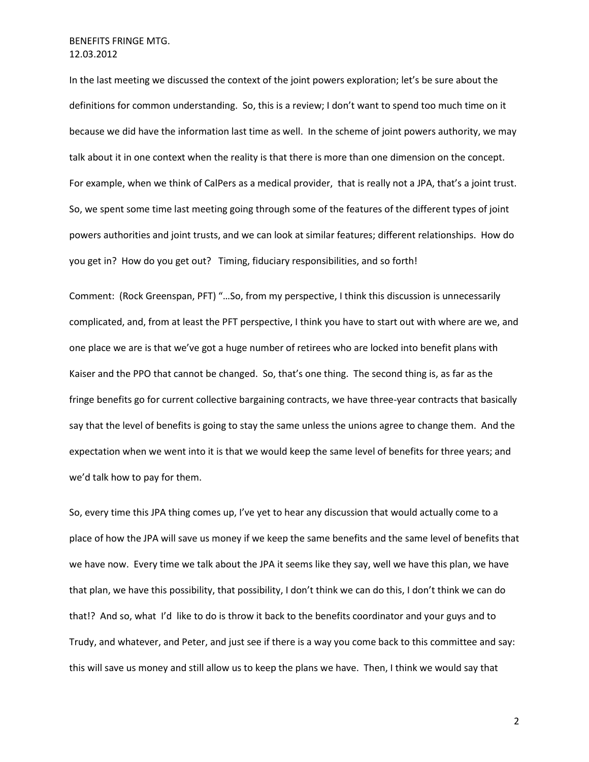In the last meeting we discussed the context of the joint powers exploration; let's be sure about the definitions for common understanding. So, this is a review; I don't want to spend too much time on it because we did have the information last time as well. In the scheme of joint powers authority, we may talk about it in one context when the reality is that there is more than one dimension on the concept. For example, when we think of CalPers as a medical provider, that is really not a JPA, that's a joint trust. So, we spent some time last meeting going through some of the features of the different types of joint powers authorities and joint trusts, and we can look at similar features; different relationships. How do you get in? How do you get out? Timing, fiduciary responsibilities, and so forth!

Comment: (Rock Greenspan, PFT) "…So, from my perspective, I think this discussion is unnecessarily complicated, and, from at least the PFT perspective, I think you have to start out with where are we, and one place we are is that we've got a huge number of retirees who are locked into benefit plans with Kaiser and the PPO that cannot be changed. So, that's one thing. The second thing is, as far as the fringe benefits go for current collective bargaining contracts, we have three-year contracts that basically say that the level of benefits is going to stay the same unless the unions agree to change them. And the expectation when we went into it is that we would keep the same level of benefits for three years; and we'd talk how to pay for them.

So, every time this JPA thing comes up, I've yet to hear any discussion that would actually come to a place of how the JPA will save us money if we keep the same benefits and the same level of benefits that we have now. Every time we talk about the JPA it seems like they say, well we have this plan, we have that plan, we have this possibility, that possibility, I don't think we can do this, I don't think we can do that!? And so, what I'd like to do is throw it back to the benefits coordinator and your guys and to Trudy, and whatever, and Peter, and just see if there is a way you come back to this committee and say: this will save us money and still allow us to keep the plans we have. Then, I think we would say that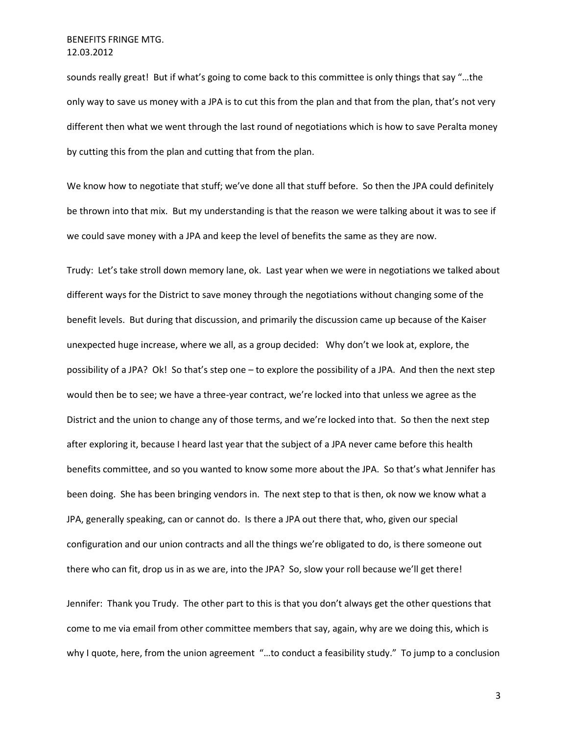sounds really great! But if what's going to come back to this committee is only things that say "…the only way to save us money with a JPA is to cut this from the plan and that from the plan, that's not very different then what we went through the last round of negotiations which is how to save Peralta money by cutting this from the plan and cutting that from the plan.

We know how to negotiate that stuff; we've done all that stuff before. So then the JPA could definitely be thrown into that mix. But my understanding is that the reason we were talking about it was to see if we could save money with a JPA and keep the level of benefits the same as they are now.

Trudy: Let's take stroll down memory lane, ok. Last year when we were in negotiations we talked about different ways for the District to save money through the negotiations without changing some of the benefit levels. But during that discussion, and primarily the discussion came up because of the Kaiser unexpected huge increase, where we all, as a group decided: Why don't we look at, explore, the possibility of a JPA? Ok! So that's step one – to explore the possibility of a JPA. And then the next step would then be to see; we have a three-year contract, we're locked into that unless we agree as the District and the union to change any of those terms, and we're locked into that. So then the next step after exploring it, because I heard last year that the subject of a JPA never came before this health benefits committee, and so you wanted to know some more about the JPA. So that's what Jennifer has been doing. She has been bringing vendors in. The next step to that is then, ok now we know what a JPA, generally speaking, can or cannot do. Is there a JPA out there that, who, given our special configuration and our union contracts and all the things we're obligated to do, is there someone out there who can fit, drop us in as we are, into the JPA? So, slow your roll because we'll get there!

Jennifer: Thank you Trudy. The other part to this is that you don't always get the other questions that come to me via email from other committee members that say, again, why are we doing this, which is why I quote, here, from the union agreement "…to conduct a feasibility study." To jump to a conclusion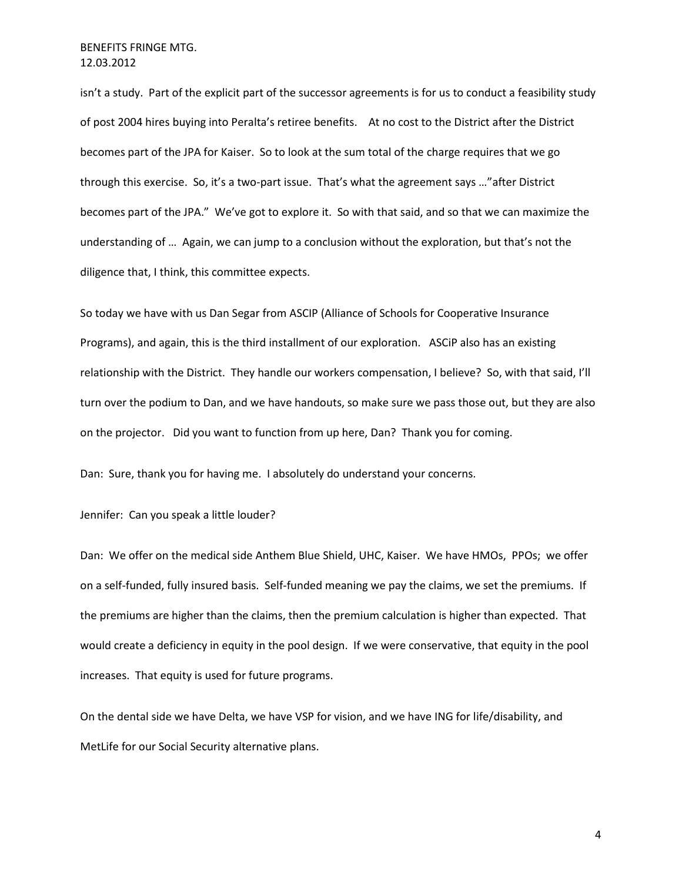isn't a study. Part of the explicit part of the successor agreements is for us to conduct a feasibility study of post 2004 hires buying into Peralta's retiree benefits. At no cost to the District after the District becomes part of the JPA for Kaiser. So to look at the sum total of the charge requires that we go through this exercise. So, it's a two-part issue. That's what the agreement says …"after District becomes part of the JPA." We've got to explore it. So with that said, and so that we can maximize the understanding of … Again, we can jump to a conclusion without the exploration, but that's not the diligence that, I think, this committee expects.

So today we have with us Dan Segar from ASCIP (Alliance of Schools for Cooperative Insurance Programs), and again, this is the third installment of our exploration. ASCiP also has an existing relationship with the District. They handle our workers compensation, I believe? So, with that said, I'll turn over the podium to Dan, and we have handouts, so make sure we pass those out, but they are also on the projector. Did you want to function from up here, Dan? Thank you for coming.

Dan: Sure, thank you for having me. I absolutely do understand your concerns.

Jennifer: Can you speak a little louder?

Dan: We offer on the medical side Anthem Blue Shield, UHC, Kaiser. We have HMOs, PPOs; we offer on a self-funded, fully insured basis. Self-funded meaning we pay the claims, we set the premiums. If the premiums are higher than the claims, then the premium calculation is higher than expected. That would create a deficiency in equity in the pool design. If we were conservative, that equity in the pool increases. That equity is used for future programs.

On the dental side we have Delta, we have VSP for vision, and we have ING for life/disability, and MetLife for our Social Security alternative plans.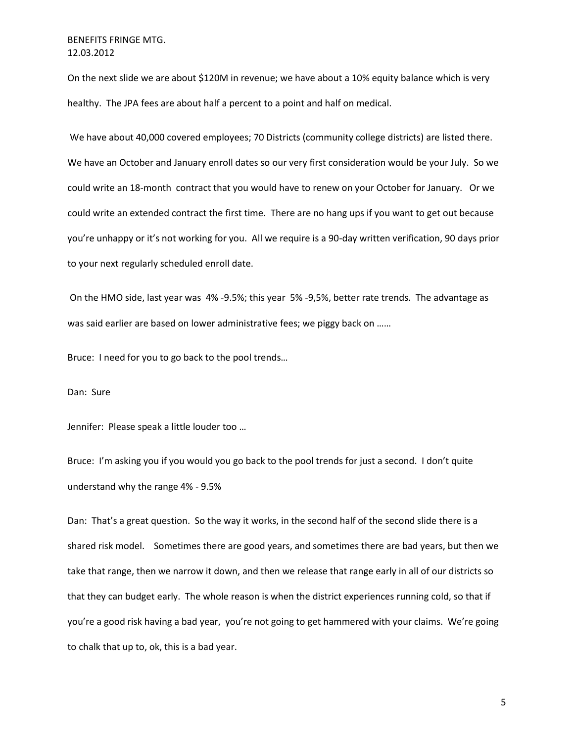On the next slide we are about $120M in revenue; we have about a 10% equity balance which is very healthy. The JPA fees are about half a percent to a point and half on medical.

We have about 40,000 covered employees; 70 Districts (community college districts) are listed there. We have an October and January enroll dates so our very first consideration would be your July. So we could write an 18-month contract that you would have to renew on your October for January. Or we could write an extended contract the first time. There are no hang ups if you want to get out because you're unhappy or it's not working for you. All we require is a 90-day written verification, 90 days prior to your next regularly scheduled enroll date.

On the HMO side, last year was 4% -9.5%; this year 5% -9,5%, better rate trends. The advantage as was said earlier are based on lower administrative fees; we piggy back on ……

Bruce: I need for you to go back to the pool trends…

Dan: Sure

Jennifer: Please speak a little louder too …

Bruce: I'm asking you if you would you go back to the pool trends for just a second. I don't quite understand why the range 4% - 9.5%

Dan: That's a great question. So the way it works, in the second half of the second slide there is a shared risk model. Sometimes there are good years, and sometimes there are bad years, but then we take that range, then we narrow it down, and then we release that range early in all of our districts so that they can budget early. The whole reason is when the district experiences running cold, so that if you're a good risk having a bad year, you're not going to get hammered with your claims. We're going to chalk that up to, ok, this is a bad year.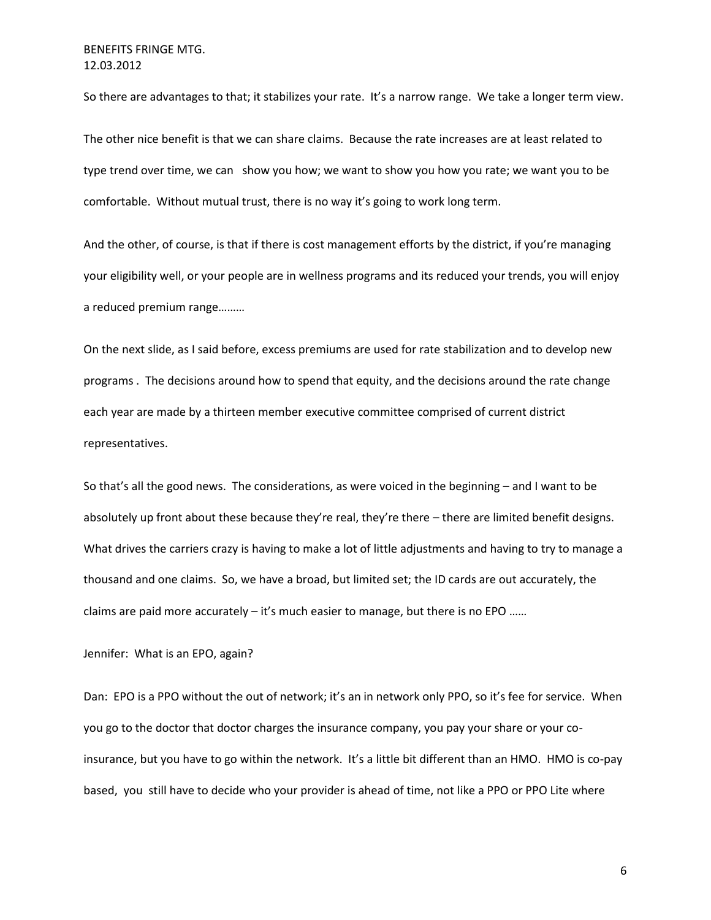So there are advantages to that; it stabilizes your rate. It's a narrow range. We take a longer term view.

The other nice benefit is that we can share claims. Because the rate increases are at least related to type trend over time, we can show you how; we want to show you how you rate; we want you to be comfortable. Without mutual trust, there is no way it's going to work long term.

And the other, of course, is that if there is cost management efforts by the district, if you're managing your eligibility well, or your people are in wellness programs and its reduced your trends, you will enjoy a reduced premium range………

On the next slide, as I said before, excess premiums are used for rate stabilization and to develop new programs . The decisions around how to spend that equity, and the decisions around the rate change each year are made by a thirteen member executive committee comprised of current district representatives.

So that's all the good news. The considerations, as were voiced in the beginning – and I want to be absolutely up front about these because they're real, they're there – there are limited benefit designs. What drives the carriers crazy is having to make a lot of little adjustments and having to try to manage a thousand and one claims. So, we have a broad, but limited set; the ID cards are out accurately, the claims are paid more accurately – it's much easier to manage, but there is no EPO ……

Jennifer: What is an EPO, again?

Dan: EPO is a PPO without the out of network; it's an in network only PPO, so it's fee for service. When you go to the doctor that doctor charges the insurance company, you pay your share or your co-insurance, but you have to go within the network. It's a little bit different than an HMO. HMO is co-pay based, you still have to decide who your provider is ahead of time, not like a PPO or PPO Lite where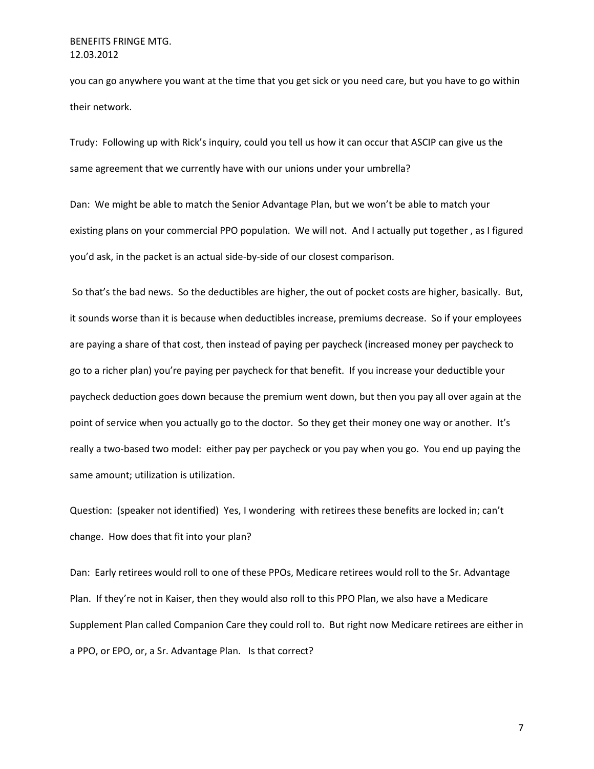you can go anywhere you want at the time that you get sick or you need care, but you have to go within their network.

Trudy: Following up with Rick's inquiry, could you tell us how it can occur that ASCIP can give us the same agreement that we currently have with our unions under your umbrella?

Dan: We might be able to match the Senior Advantage Plan, but we won't be able to match your existing plans on your commercial PPO population. We will not. And I actually put together , as I figured you'd ask, in the packet is an actual side-by-side of our closest comparison.

So that's the bad news. So the deductibles are higher, the out of pocket costs are higher, basically. But, it sounds worse than it is because when deductibles increase, premiums decrease. So if your employees are paying a share of that cost, then instead of paying per paycheck (increased money per paycheck to go to a richer plan) you're paying per paycheck for that benefit. If you increase your deductible your paycheck deduction goes down because the premium went down, but then you pay all over again at the point of service when you actually go to the doctor. So they get their money one way or another. It's really a two-based two model: either pay per paycheck or you pay when you go. You end up paying the same amount; utilization is utilization.

Question: (speaker not identified) Yes, I wondering with retirees these benefits are locked in; can't change. How does that fit into your plan?

Dan: Early retirees would roll to one of these PPOs, Medicare retirees would roll to the Sr. Advantage Plan. If they're not in Kaiser, then they would also roll to this PPO Plan, we also have a Medicare Supplement Plan called Companion Care they could roll to. But right now Medicare retirees are either in a PPO, or EPO, or, a Sr. Advantage Plan. Is that correct?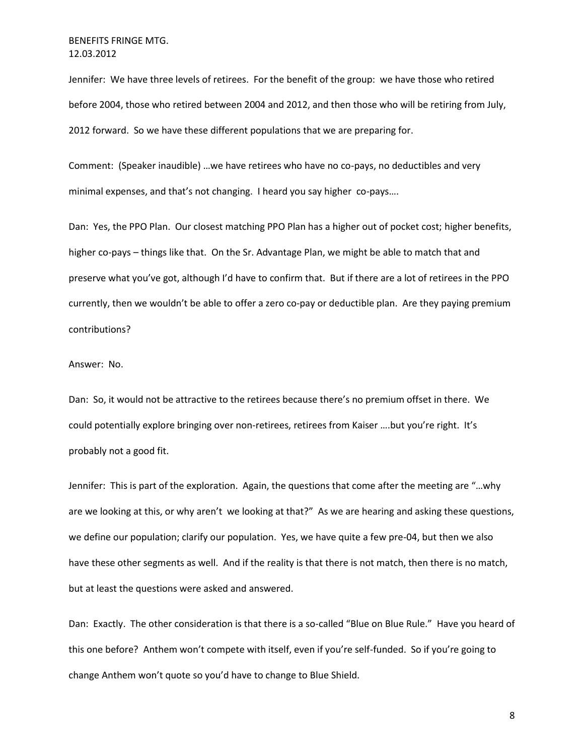Jennifer: We have three levels of retirees. For the benefit of the group: we have those who retired before 2004, those who retired between 2004 and 2012, and then those who will be retiring from July, 2012 forward. So we have these different populations that we are preparing for.

Comment: (Speaker inaudible) …we have retirees who have no co-pays, no deductibles and very minimal expenses, and that's not changing. I heard you say higher co-pays….

Dan: Yes, the PPO Plan. Our closest matching PPO Plan has a higher out of pocket cost; higher benefits, higher co-pays – things like that. On the Sr. Advantage Plan, we might be able to match that and preserve what you've got, although I'd have to confirm that. But if there are a lot of retirees in the PPO currently, then we wouldn't be able to offer a zero co-pay or deductible plan. Are they paying premium contributions?

Answer: No.

Dan: So, it would not be attractive to the retirees because there's no premium offset in there. We could potentially explore bringing over non-retirees, retirees from Kaiser ….but you're right. It's probably not a good fit.

Jennifer: This is part of the exploration. Again, the questions that come after the meeting are "…why are we looking at this, or why aren't we looking at that?" As we are hearing and asking these questions, we define our population; clarify our population. Yes, we have quite a few pre-04, but then we also have these other segments as well. And if the reality is that there is not match, then there is no match, but at least the questions were asked and answered.

Dan: Exactly. The other consideration is that there is a so-called "Blue on Blue Rule." Have you heard of this one before? Anthem won't compete with itself, even if you're self-funded. So if you're going to change Anthem won't quote so you'd have to change to Blue Shield.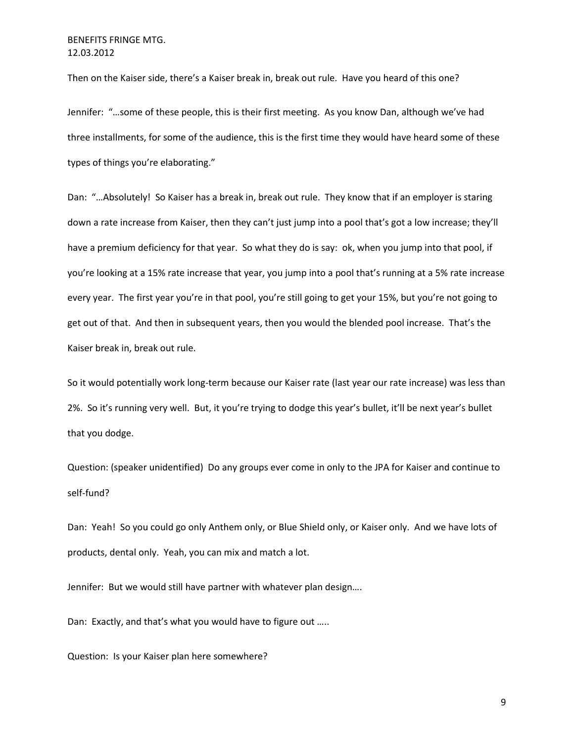Then on the Kaiser side, there's a Kaiser break in, break out rule. Have you heard of this one?

Jennifer: "…some of these people, this is their first meeting. As you know Dan, although we've had three installments, for some of the audience, this is the first time they would have heard some of these types of things you're elaborating."

Dan: "…Absolutely! So Kaiser has a break in, break out rule. They know that if an employer is staring down a rate increase from Kaiser, then they can't just jump into a pool that's got a low increase; they'll have a premium deficiency for that year. So what they do is say: ok, when you jump into that pool, if you're looking at a 15% rate increase that year, you jump into a pool that's running at a 5% rate increase every year. The first year you're in that pool, you're still going to get your 15%, but you're not going to get out of that. And then in subsequent years, then you would the blended pool increase. That's the Kaiser break in, break out rule.

So it would potentially work long-term because our Kaiser rate (last year our rate increase) was less than 2%. So it's running very well. But, it you're trying to dodge this year's bullet, it'll be next year's bullet that you dodge.

Question: (speaker unidentified) Do any groups ever come in only to the JPA for Kaiser and continue to self-fund?

Dan: Yeah! So you could go only Anthem only, or Blue Shield only, or Kaiser only. And we have lots of products, dental only. Yeah, you can mix and match a lot.

Jennifer: But we would still have partner with whatever plan design….

Dan: Exactly, and that's what you would have to figure out …..

Question: Is your Kaiser plan here somewhere?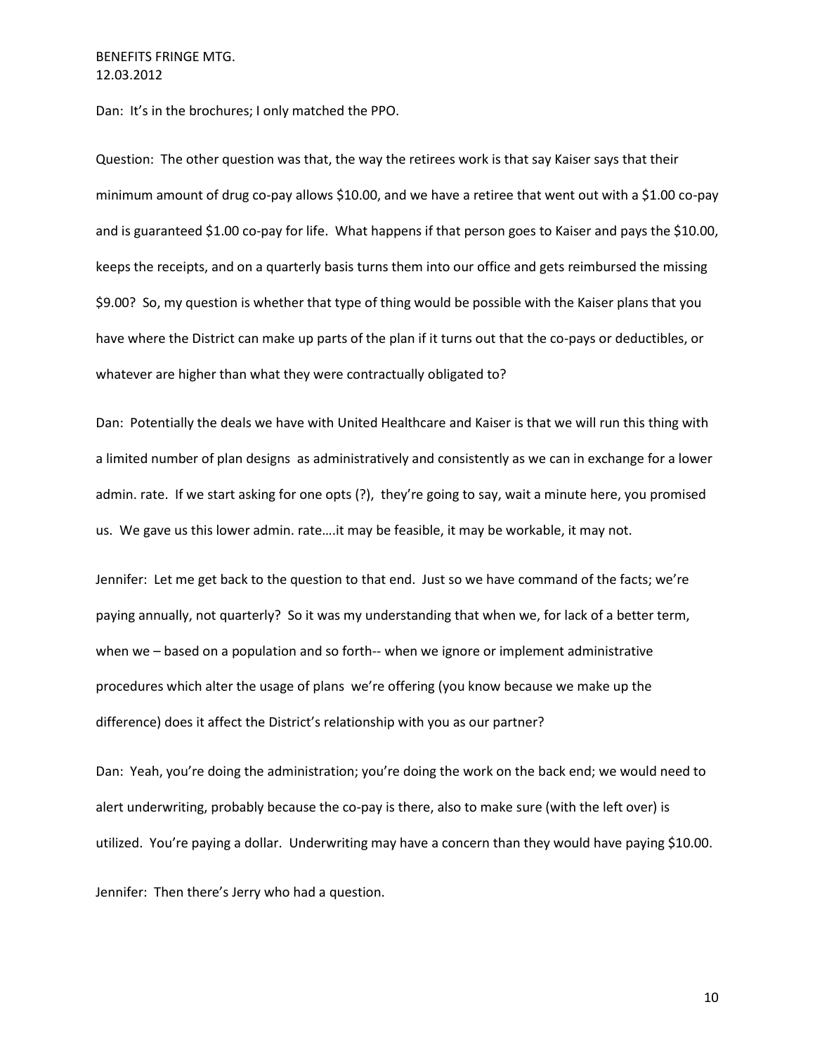Dan: It's in the brochures; I only matched the PPO.

Question: The other question was that, the way the retirees work is that say Kaiser says that their minimum amount of drug co-pay allows $10.00, and we have a retiree that went out with a $1.00 co-pay and is guaranteed $1.00 co-pay for life. What happens if that person goes to Kaiser and pays the $10.00, keeps the receipts, and on a quarterly basis turns them into our office and gets reimbursed the missing $9.00? So, my question is whether that type of thing would be possible with the Kaiser plans that you have where the District can make up parts of the plan if it turns out that the co-pays or deductibles, or whatever are higher than what they were contractually obligated to?

Dan: Potentially the deals we have with United Healthcare and Kaiser is that we will run this thing with a limited number of plan designs as administratively and consistently as we can in exchange for a lower admin. rate. If we start asking for one opts (?), they're going to say, wait a minute here, you promised us. We gave us this lower admin. rate….it may be feasible, it may be workable, it may not.

Jennifer: Let me get back to the question to that end. Just so we have command of the facts; we're paying annually, not quarterly? So it was my understanding that when we, for lack of a better term, when we – based on a population and so forth-- when we ignore or implement administrative procedures which alter the usage of plans we're offering (you know because we make up the difference) does it affect the District's relationship with you as our partner?

Dan: Yeah, you're doing the administration; you're doing the work on the back end; we would need to alert underwriting, probably because the co-pay is there, also to make sure (with the left over) is utilized. You're paying a dollar. Underwriting may have a concern than they would have paying $10.00.

Jennifer: Then there's Jerry who had a question.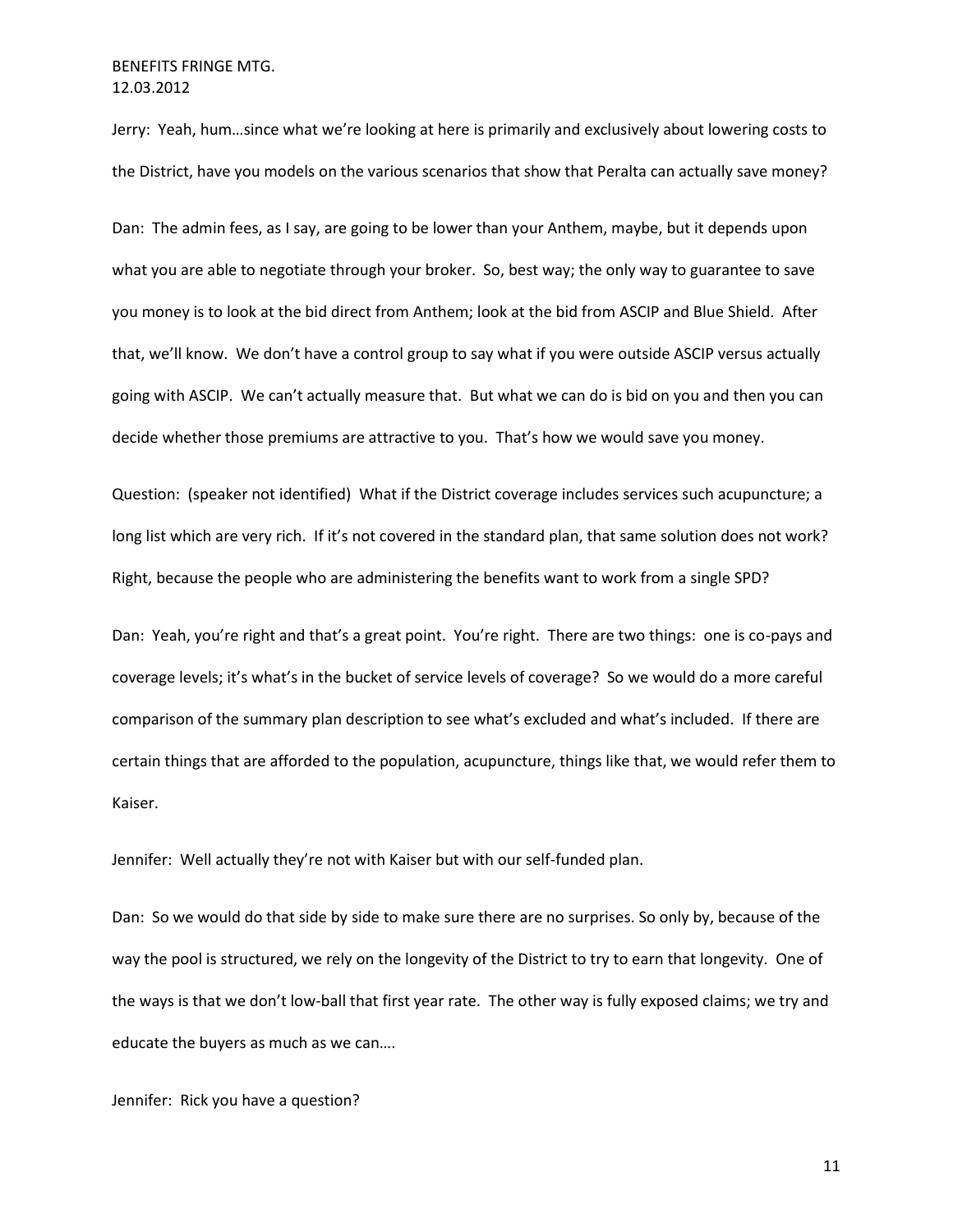Jerry: Yeah, hum…since what we're looking at here is primarily and exclusively about lowering costs to the District, have you models on the various scenarios that show that Peralta can actually save money?

Dan: The admin fees, as I say, are going to be lower than your Anthem, maybe, but it depends upon what you are able to negotiate through your broker. So, best way; the only way to guarantee to save you money is to look at the bid direct from Anthem; look at the bid from ASCIP and Blue Shield. After that, we'll know. We don't have a control group to say what if you were outside ASCIP versus actually going with ASCIP. We can't actually measure that. But what we can do is bid on you and then you can decide whether those premiums are attractive to you. That's how we would save you money.

Question: (speaker not identified) What if the District coverage includes services such acupuncture; a long list which are very rich. If it's not covered in the standard plan, that same solution does not work? Right, because the people who are administering the benefits want to work from a single SPD?

Dan: Yeah, you're right and that's a great point. You're right. There are two things: one is co-pays and coverage levels; it's what's in the bucket of service levels of coverage? So we would do a more careful comparison of the summary plan description to see what's excluded and what's included. If there are certain things that are afforded to the population, acupuncture, things like that, we would refer them to Kaiser.

Jennifer: Well actually they're not with Kaiser but with our self-funded plan.

Dan: So we would do that side by side to make sure there are no surprises. So only by, because of the way the pool is structured, we rely on the longevity of the District to try to earn that longevity. One of the ways is that we don't low-ball that first year rate. The other way is fully exposed claims; we try and educate the buyers as much as we can….

Jennifer: Rick you have a question?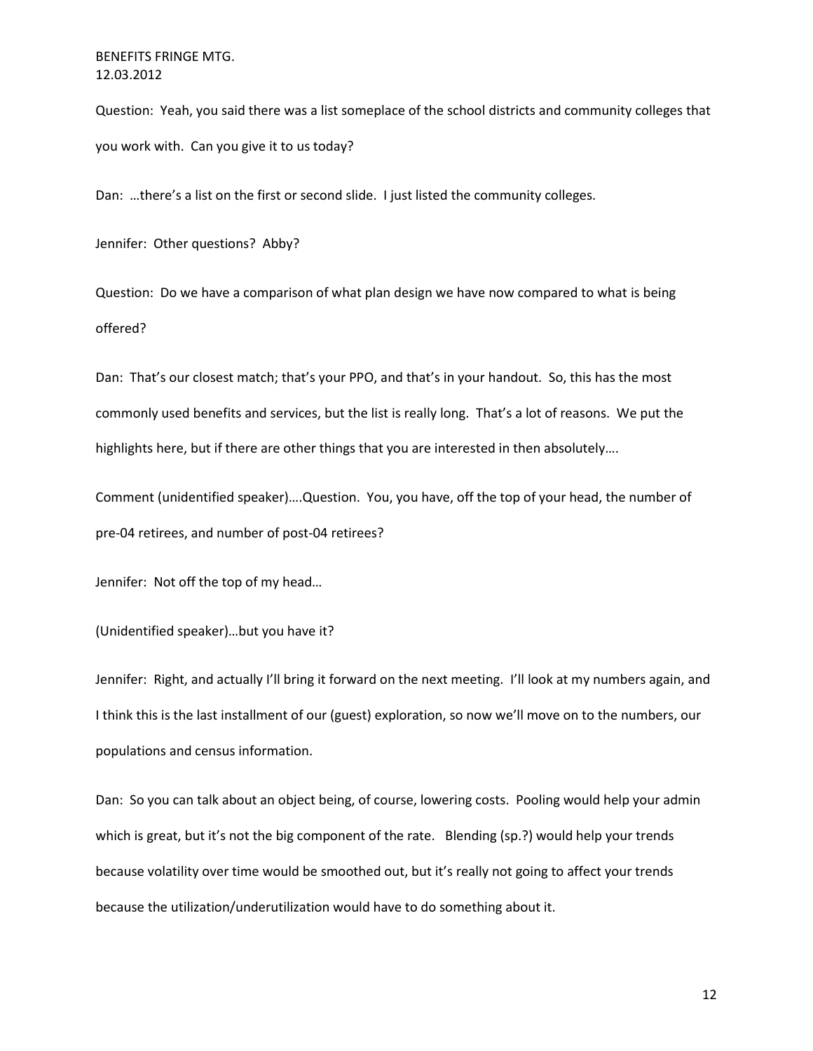Question: Yeah, you said there was a list someplace of the school districts and community colleges that you work with. Can you give it to us today?

Dan: …there's a list on the first or second slide. I just listed the community colleges.

Jennifer: Other questions? Abby?

Question: Do we have a comparison of what plan design we have now compared to what is being offered?

Dan: That's our closest match; that's your PPO, and that's in your handout. So, this has the most commonly used benefits and services, but the list is really long. That's a lot of reasons. We put the highlights here, but if there are other things that you are interested in then absolutely….

Comment (unidentified speaker)….Question. You, you have, off the top of your head, the number of pre-04 retirees, and number of post-04 retirees?

Jennifer: Not off the top of my head…

(Unidentified speaker)…but you have it?

Jennifer: Right, and actually I'll bring it forward on the next meeting. I'll look at my numbers again, and I think this is the last installment of our (guest) exploration, so now we'll move on to the numbers, our populations and census information.

Dan: So you can talk about an object being, of course, lowering costs. Pooling would help your admin which is great, but it's not the big component of the rate. Blending (sp.?) would help your trends because volatility over time would be smoothed out, but it's really not going to affect your trends because the utilization/underutilization would have to do something about it.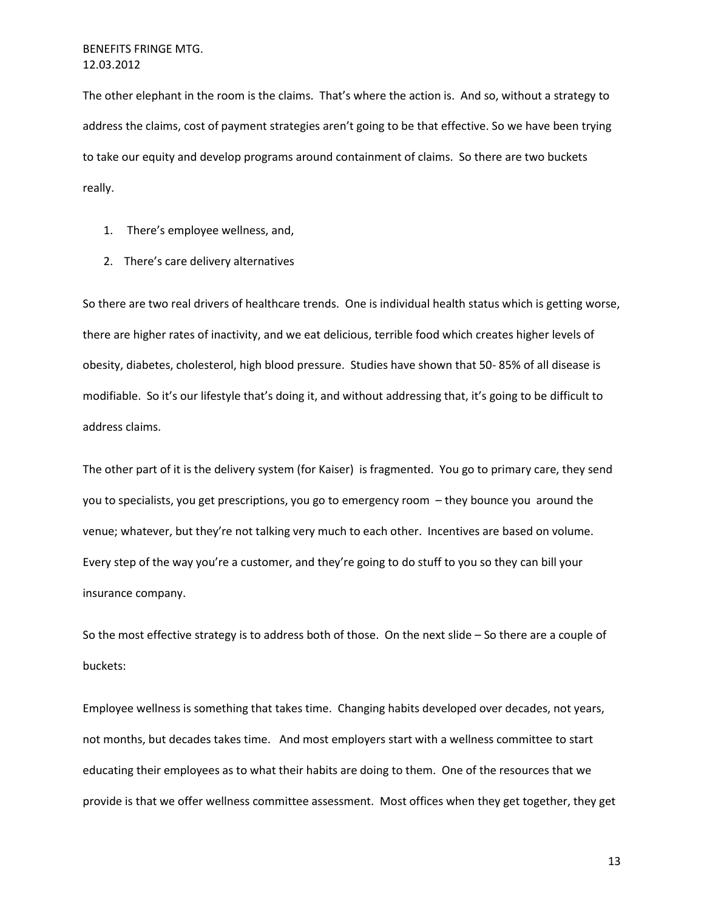The other elephant in the room is the claims. That's where the action is. And so, without a strategy to address the claims, cost of payment strategies aren't going to be that effective. So we have been trying to take our equity and develop programs around containment of claims. So there are two buckets really.

1. There's employee wellness, and,
2. There's care delivery alternatives

So there are two real drivers of healthcare trends. One is individual health status which is getting worse, there are higher rates of inactivity, and we eat delicious, terrible food which creates higher levels of obesity, diabetes, cholesterol, high blood pressure. Studies have shown that 50- 85% of all disease is modifiable. So it's our lifestyle that's doing it, and without addressing that, it's going to be difficult to address claims.

The other part of it is the delivery system (for Kaiser) is fragmented. You go to primary care, they send you to specialists, you get prescriptions, you go to emergency room – they bounce you around the venue; whatever, but they're not talking very much to each other. Incentives are based on volume. Every step of the way you're a customer, and they're going to do stuff to you so they can bill your insurance company.

So the most effective strategy is to address both of those. On the next slide – So there are a couple of buckets:

Employee wellness is something that takes time. Changing habits developed over decades, not years, not months, but decades takes time. And most employers start with a wellness committee to start educating their employees as to what their habits are doing to them. One of the resources that we provide is that we offer wellness committee assessment. Most offices when they get together, they get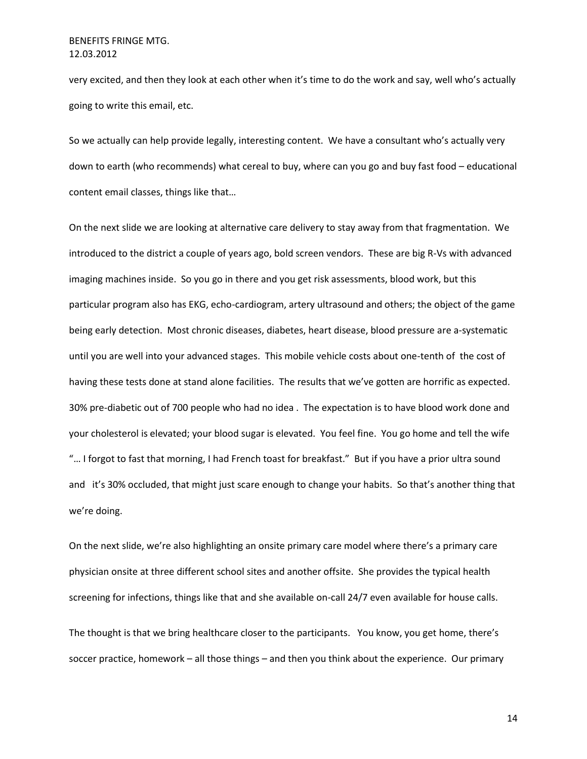very excited, and then they look at each other when it's time to do the work and say, well who's actually going to write this email, etc.

So we actually can help provide legally, interesting content. We have a consultant who's actually very down to earth (who recommends) what cereal to buy, where can you go and buy fast food – educational content email classes, things like that…

On the next slide we are looking at alternative care delivery to stay away from that fragmentation. We introduced to the district a couple of years ago, bold screen vendors. These are big R-Vs with advanced imaging machines inside. So you go in there and you get risk assessments, blood work, but this particular program also has EKG, echo-cardiogram, artery ultrasound and others; the object of the game being early detection. Most chronic diseases, diabetes, heart disease, blood pressure are a-systematic until you are well into your advanced stages. This mobile vehicle costs about one-tenth of the cost of having these tests done at stand alone facilities. The results that we've gotten are horrific as expected. 30% pre-diabetic out of 700 people who had no idea . The expectation is to have blood work done and your cholesterol is elevated; your blood sugar is elevated. You feel fine. You go home and tell the wife "… I forgot to fast that morning, I had French toast for breakfast." But if you have a prior ultra sound and it's 30% occluded, that might just scare enough to change your habits. So that's another thing that we're doing.

On the next slide, we're also highlighting an onsite primary care model where there's a primary care physician onsite at three different school sites and another offsite. She provides the typical health screening for infections, things like that and she available on-call 24/7 even available for house calls.

The thought is that we bring healthcare closer to the participants. You know, you get home, there's soccer practice, homework – all those things – and then you think about the experience. Our primary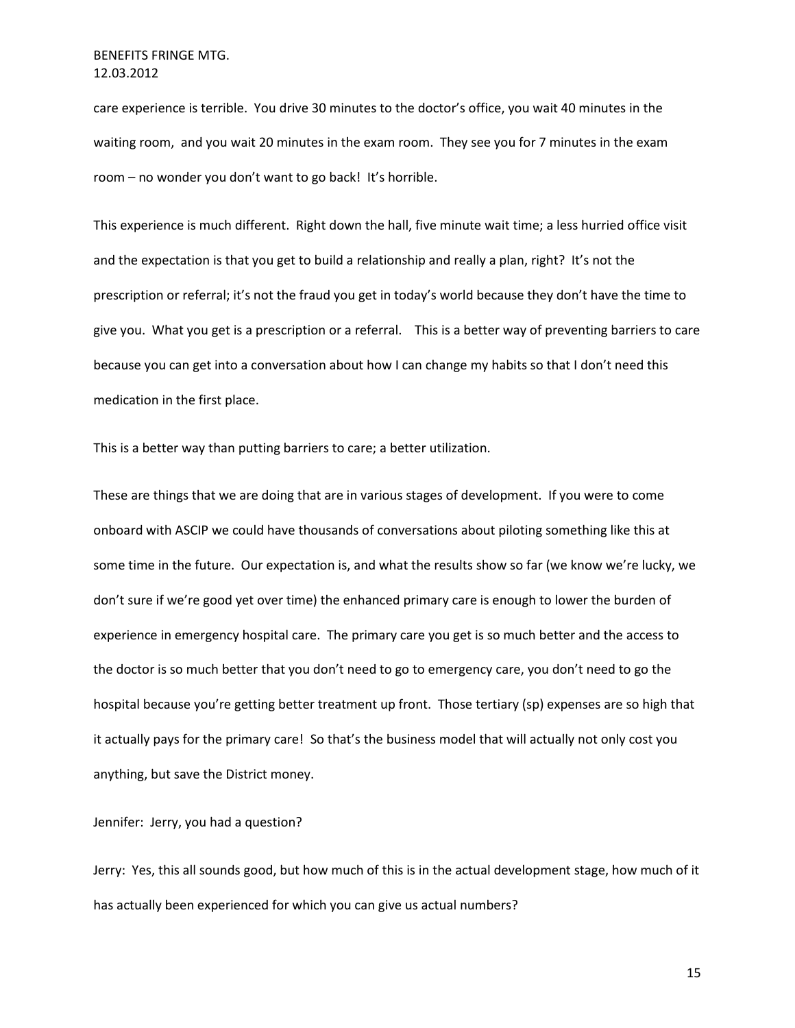care experience is terrible. You drive 30 minutes to the doctor's office, you wait 40 minutes in the waiting room, and you wait 20 minutes in the exam room. They see you for 7 minutes in the exam room – no wonder you don't want to go back! It's horrible.

This experience is much different. Right down the hall, five minute wait time; a less hurried office visit and the expectation is that you get to build a relationship and really a plan, right? It's not the prescription or referral; it's not the fraud you get in today's world because they don't have the time to give you. What you get is a prescription or a referral. This is a better way of preventing barriers to care because you can get into a conversation about how I can change my habits so that I don't need this medication in the first place.

This is a better way than putting barriers to care; a better utilization.

These are things that we are doing that are in various stages of development. If you were to come onboard with ASCIP we could have thousands of conversations about piloting something like this at some time in the future. Our expectation is, and what the results show so far (we know we're lucky, we don't sure if we're good yet over time) the enhanced primary care is enough to lower the burden of experience in emergency hospital care. The primary care you get is so much better and the access to the doctor is so much better that you don't need to go to emergency care, you don't need to go the hospital because you're getting better treatment up front. Those tertiary (sp) expenses are so high that it actually pays for the primary care! So that's the business model that will actually not only cost you anything, but save the District money.

Jennifer: Jerry, you had a question?

Jerry: Yes, this all sounds good, but how much of this is in the actual development stage, how much of it has actually been experienced for which you can give us actual numbers?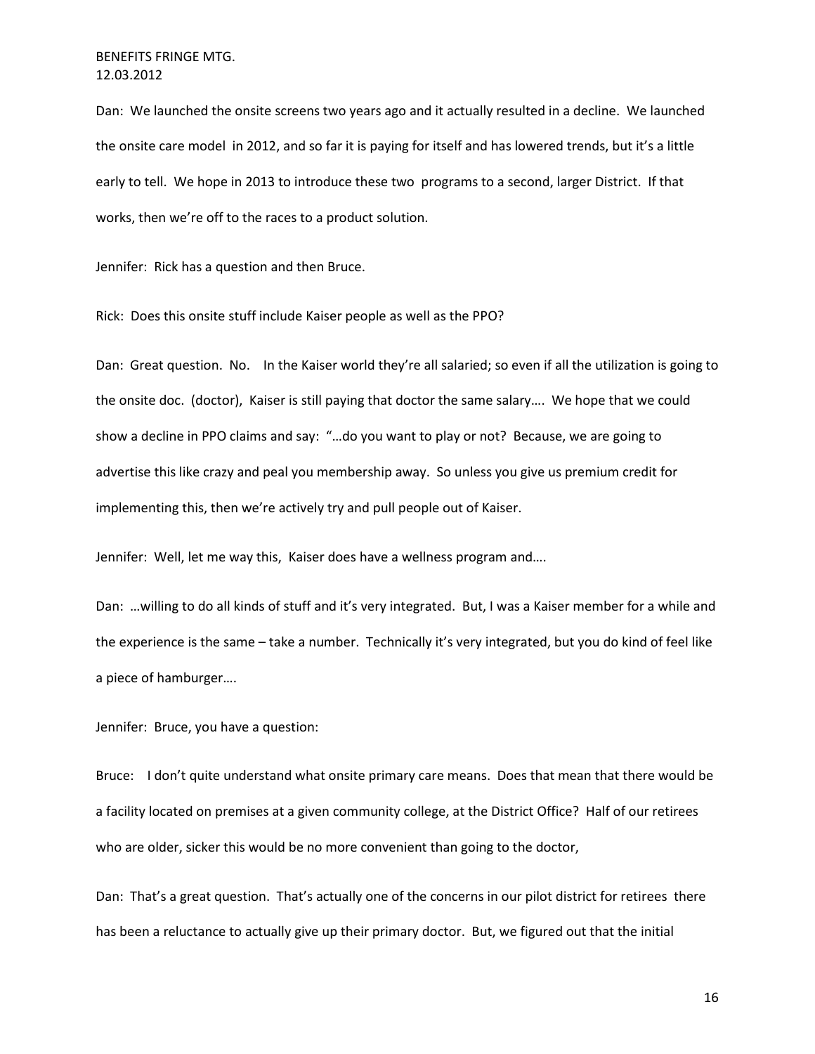Dan: We launched the onsite screens two years ago and it actually resulted in a decline. We launched the onsite care model in 2012, and so far it is paying for itself and has lowered trends, but it's a little early to tell. We hope in 2013 to introduce these two programs to a second, larger District. If that works, then we're off to the races to a product solution.

Jennifer: Rick has a question and then Bruce.

Rick: Does this onsite stuff include Kaiser people as well as the PPO?

Dan: Great question. No. In the Kaiser world they're all salaried; so even if all the utilization is going to the onsite doc. (doctor), Kaiser is still paying that doctor the same salary…. We hope that we could show a decline in PPO claims and say: "…do you want to play or not? Because, we are going to advertise this like crazy and peal you membership away. So unless you give us premium credit for implementing this, then we're actively try and pull people out of Kaiser.

Jennifer: Well, let me way this, Kaiser does have a wellness program and….

Dan: …willing to do all kinds of stuff and it's very integrated. But, I was a Kaiser member for a while and the experience is the same – take a number. Technically it's very integrated, but you do kind of feel like a piece of hamburger….

Jennifer: Bruce, you have a question:

Bruce: I don't quite understand what onsite primary care means. Does that mean that there would be a facility located on premises at a given community college, at the District Office? Half of our retirees who are older, sicker this would be no more convenient than going to the doctor,

Dan: That's a great question. That's actually one of the concerns in our pilot district for retirees there has been a reluctance to actually give up their primary doctor. But, we figured out that the initial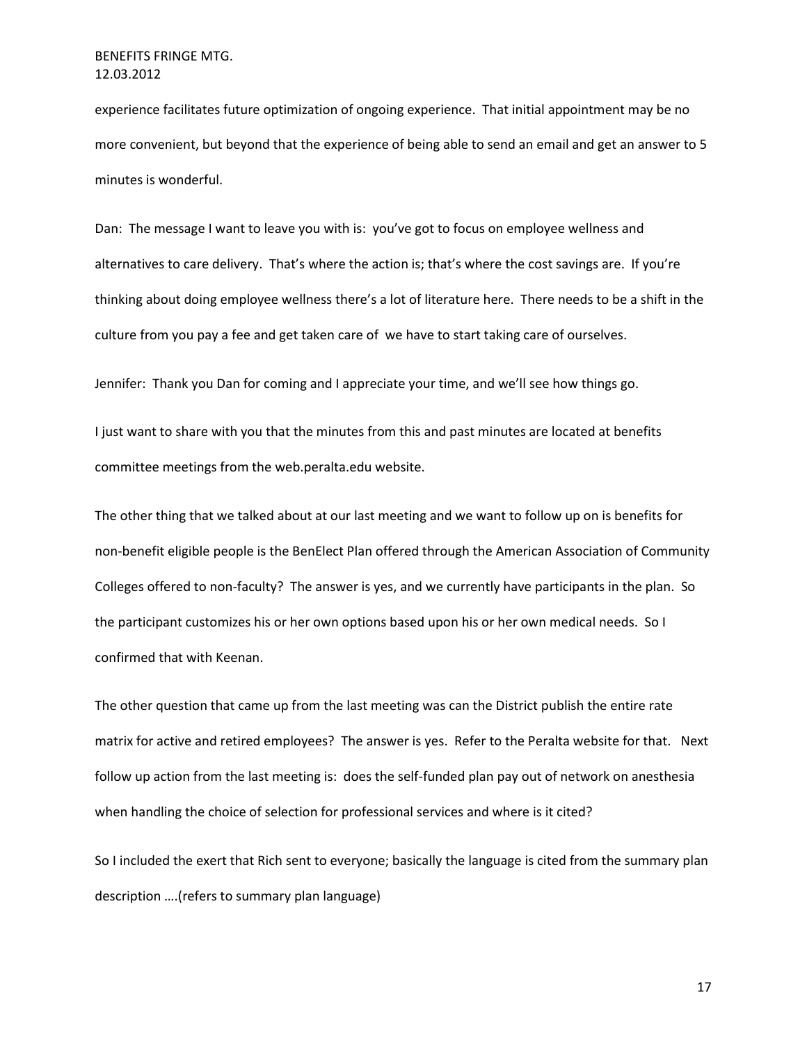experience facilitates future optimization of ongoing experience. That initial appointment may be no more convenient, but beyond that the experience of being able to send an email and get an answer to 5 minutes is wonderful.

Dan: The message I want to leave you with is: you've got to focus on employee wellness and alternatives to care delivery. That's where the action is; that's where the cost savings are. If you're thinking about doing employee wellness there's a lot of literature here. There needs to be a shift in the culture from you pay a fee and get taken care of we have to start taking care of ourselves.

Jennifer: Thank you Dan for coming and I appreciate your time, and we'll see how things go.

I just want to share with you that the minutes from this and past minutes are located at benefits committee meetings from the web.peralta.edu website.

The other thing that we talked about at our last meeting and we want to follow up on is benefits for non-benefit eligible people is the BenElect Plan offered through the American Association of Community Colleges offered to non-faculty? The answer is yes, and we currently have participants in the plan. So the participant customizes his or her own options based upon his or her own medical needs. So I confirmed that with Keenan.

The other question that came up from the last meeting was can the District publish the entire rate matrix for active and retired employees? The answer is yes. Refer to the Peralta website for that. Next follow up action from the last meeting is: does the self-funded plan pay out of network on anesthesia when handling the choice of selection for professional services and where is it cited?

So I included the exert that Rich sent to everyone; basically the language is cited from the summary plan description ….(refers to summary plan language)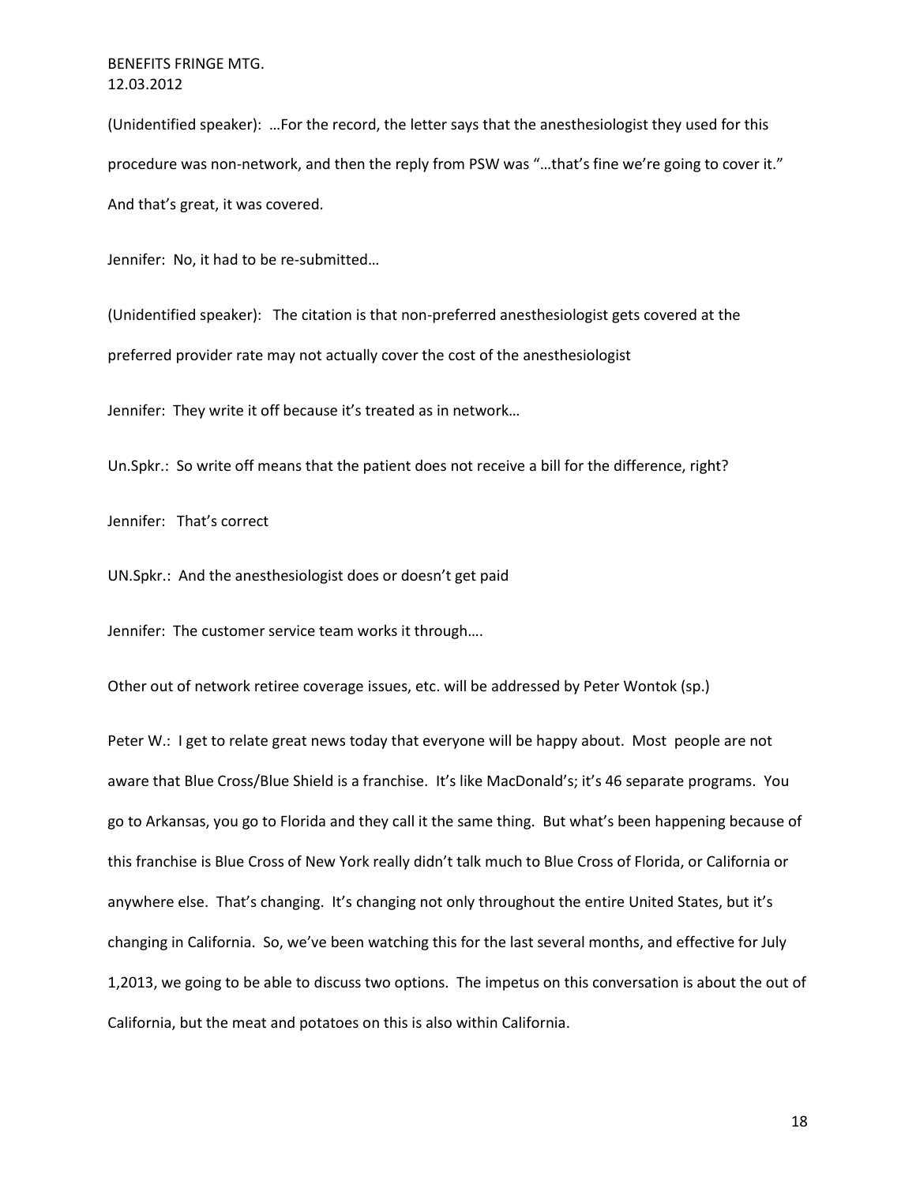(Unidentified speaker): …For the record, the letter says that the anesthesiologist they used for this procedure was non-network, and then the reply from PSW was "…that's fine we're going to cover it." And that's great, it was covered.

Jennifer: No, it had to be re-submitted…

(Unidentified speaker): The citation is that non-preferred anesthesiologist gets covered at the preferred provider rate may not actually cover the cost of the anesthesiologist

Jennifer: They write it off because it's treated as in network…

Un.Spkr.: So write off means that the patient does not receive a bill for the difference, right?

Jennifer: That's correct

UN.Spkr.: And the anesthesiologist does or doesn't get paid

Jennifer: The customer service team works it through….

Other out of network retiree coverage issues, etc. will be addressed by Peter Wontok (sp.)

Peter W.: I get to relate great news today that everyone will be happy about. Most people are not aware that Blue Cross/Blue Shield is a franchise. It's like MacDonald's; it's 46 separate programs. You go to Arkansas, you go to Florida and they call it the same thing. But what's been happening because of this franchise is Blue Cross of New York really didn't talk much to Blue Cross of Florida, or California or anywhere else. That's changing. It's changing not only throughout the entire United States, but it's changing in California. So, we've been watching this for the last several months, and effective for July 1,2013, we going to be able to discuss two options. The impetus on this conversation is about the out of California, but the meat and potatoes on this is also within California.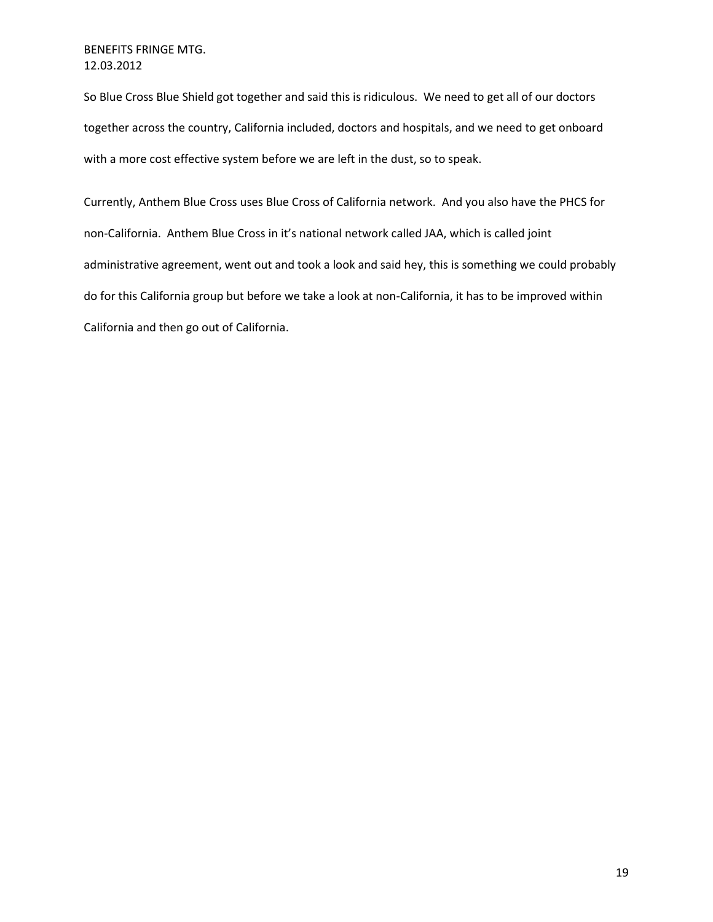So Blue Cross Blue Shield got together and said this is ridiculous. We need to get all of our doctors together across the country, California included, doctors and hospitals, and we need to get onboard with a more cost effective system before we are left in the dust, so to speak.

Currently, Anthem Blue Cross uses Blue Cross of California network. And you also have the PHCS for non-California. Anthem Blue Cross in it's national network called JAA, which is called joint administrative agreement, went out and took a look and said hey, this is something we could probably do for this California group but before we take a look at non-California, it has to be improved within California and then go out of California.